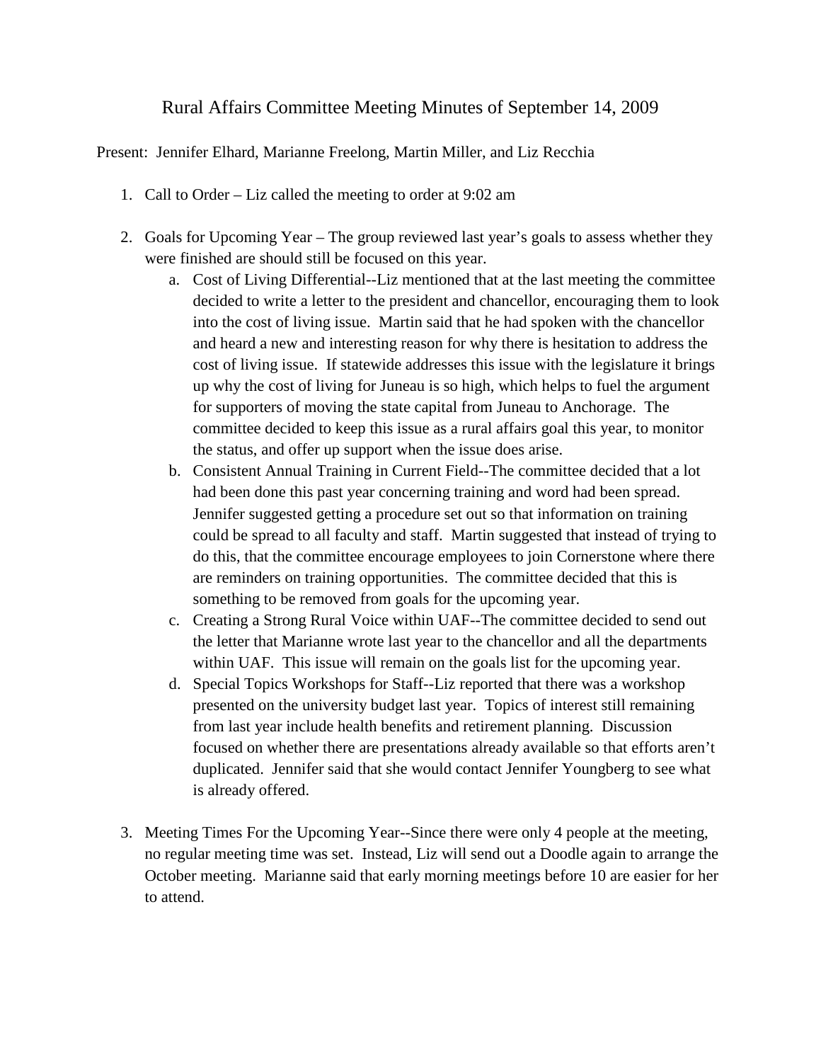# Rural Affairs Committee Meeting Minutes of September 14, 2009

Present: Jennifer Elhard, Marianne Freelong, Martin Miller, and Liz Recchia

1. Call to Order – Liz called the meeting to order at 9:02 am

2. Goals for Upcoming Year – The group reviewed last year's goals to assess whether they were finished are should still be focused on this year.
   a. Cost of Living Differential--Liz mentioned that at the last meeting the committee decided to write a letter to the president and chancellor, encouraging them to look into the cost of living issue. Martin said that he had spoken with the chancellor and heard a new and interesting reason for why there is hesitation to address the cost of living issue. If statewide addresses this issue with the legislature it brings up why the cost of living for Juneau is so high, which helps to fuel the argument for supporters of moving the state capital from Juneau to Anchorage. The committee decided to keep this issue as a rural affairs goal this year, to monitor the status, and offer up support when the issue does arise.
   b. Consistent Annual Training in Current Field--The committee decided that a lot had been done this past year concerning training and word had been spread. Jennifer suggested getting a procedure set out so that information on training could be spread to all faculty and staff. Martin suggested that instead of trying to do this, that the committee encourage employees to join Cornerstone where there are reminders on training opportunities. The committee decided that this is something to be removed from goals for the upcoming year.
   c. Creating a Strong Rural Voice within UAF--The committee decided to send out the letter that Marianne wrote last year to the chancellor and all the departments within UAF. This issue will remain on the goals list for the upcoming year.
   d. Special Topics Workshops for Staff--Liz reported that there was a workshop presented on the university budget last year. Topics of interest still remaining from last year include health benefits and retirement planning. Discussion focused on whether there are presentations already available so that efforts aren't duplicated. Jennifer said that she would contact Jennifer Youngberg to see what is already offered.

3. Meeting Times For the Upcoming Year--Since there were only 4 people at the meeting, no regular meeting time was set. Instead, Liz will send out a Doodle again to arrange the October meeting. Marianne said that early morning meetings before 10 are easier for her to attend.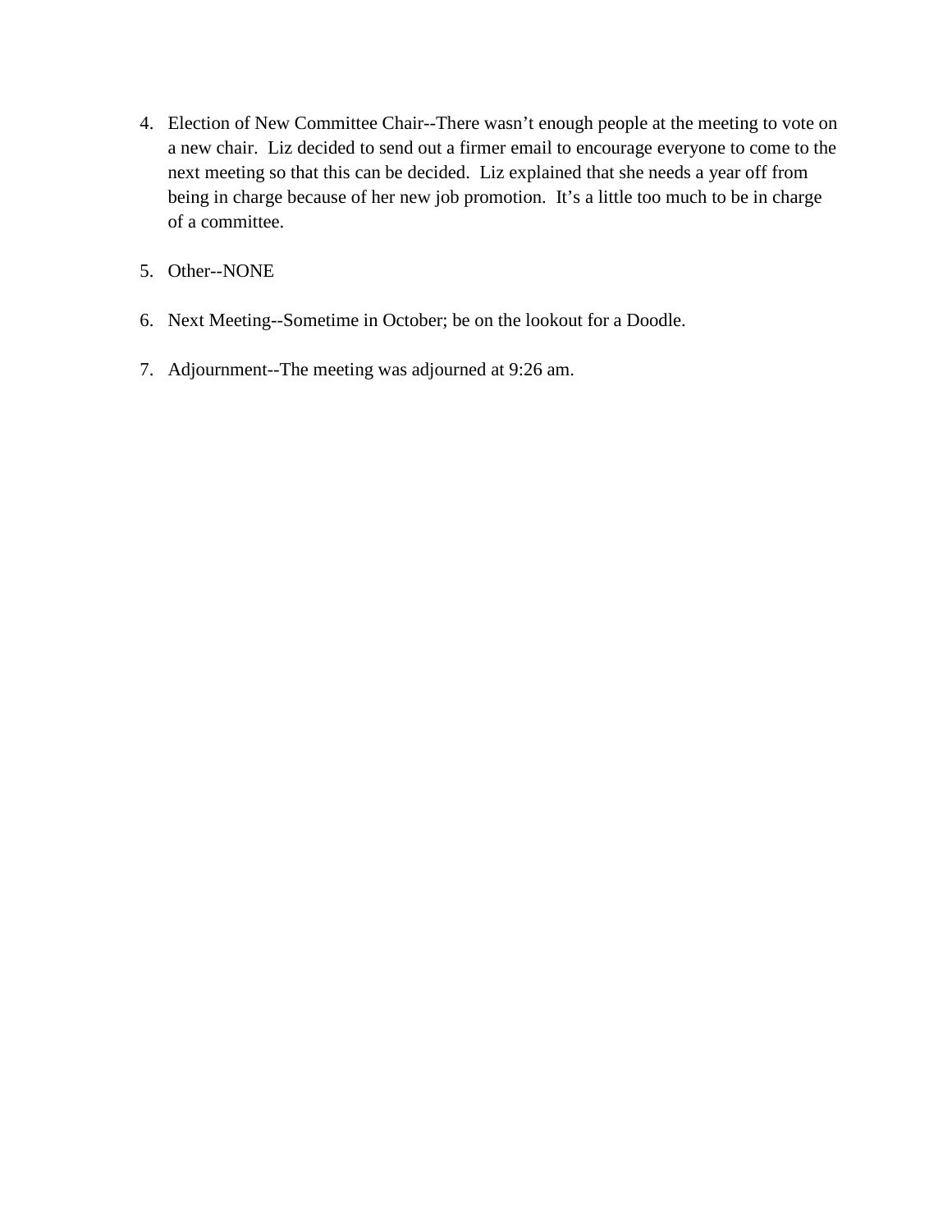4. Election of New Committee Chair--There wasn't enough people at the meeting to vote on a new chair.  Liz decided to send out a firmer email to encourage everyone to come to the next meeting so that this can be decided.  Liz explained that she needs a year off from being in charge because of her new job promotion.  It's a little too much to be in charge of a committee.

5. Other--NONE

6. Next Meeting--Sometime in October; be on the lookout for a Doodle.

7. Adjournment--The meeting was adjourned at 9:26 am.